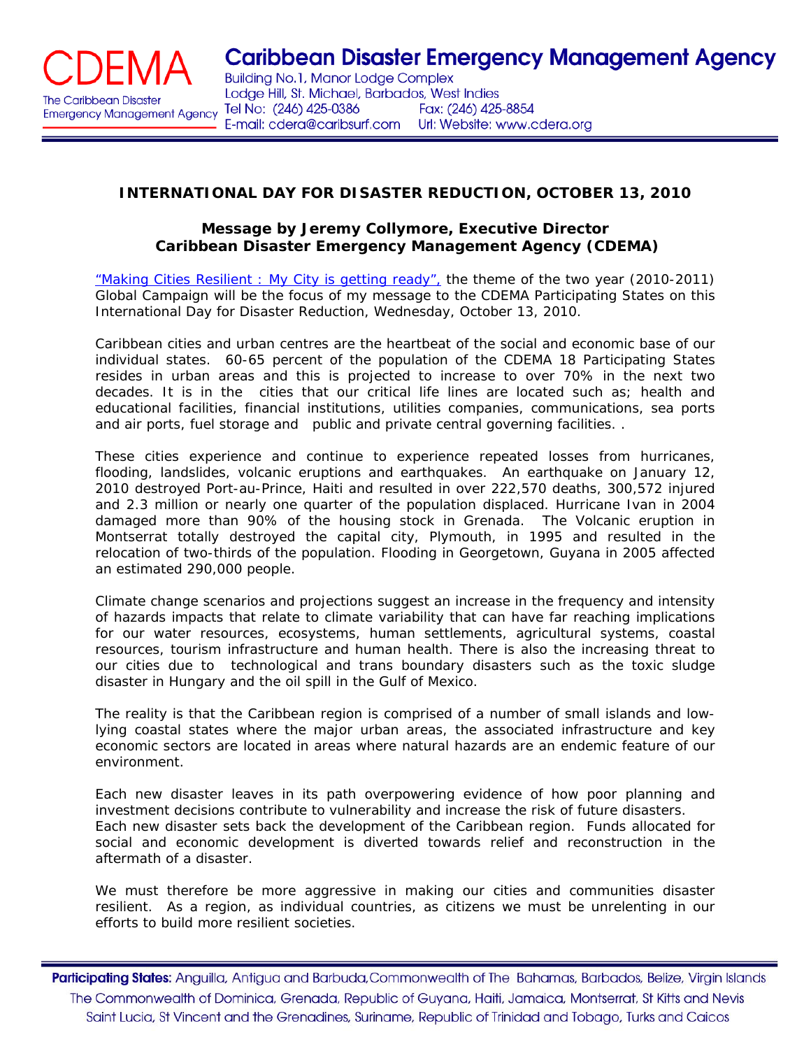# CDEMA

The Caribbean Disaster Emergency Management Agency

## Caribbean Disaster Emergency Management Agency

Building No.1, Manor Lodge Complex
Lodge Hill, St. Michael, Barbados, West Indies
Tel No: (246) 425-0386 Fax: (246) 425-8854
E-mail: cdera@caribsurf.com Url: Website: www.cdera.org

### INTERNATIONAL DAY FOR DISASTER REDUCTION, OCTOBER 13, 2010

**Message by Jeremy Collymore, Executive Director**
**Caribbean Disaster Emergency Management Agency (CDEMA)**

"Making Cities Resilient : My City is getting ready", the theme of the two year (2010-2011) Global Campaign will be the focus of my message to the CDEMA Participating States on this International Day for Disaster Reduction, Wednesday, October 13, 2010.

Caribbean cities and urban centres are the heartbeat of the social and economic base of our individual states. 60-65 percent of the population of the CDEMA 18 Participating States resides in urban areas and this is projected to increase to over 70% in the next two decades. It is in the cities that our critical life lines are located such as; health and educational facilities, financial institutions, utilities companies, communications, sea ports and air ports, fuel storage and public and private central governing facilities. .

These cities experience and continue to experience repeated losses from hurricanes, flooding, landslides, volcanic eruptions and earthquakes. An earthquake on January 12, 2010 destroyed Port-au-Prince, Haiti and resulted in over 222,570 deaths, 300,572 injured and 2.3 million or nearly one quarter of the population displaced. Hurricane Ivan in 2004 damaged more than 90% of the housing stock in Grenada. The Volcanic eruption in Montserrat totally destroyed the capital city, Plymouth, in 1995 and resulted in the relocation of two-thirds of the population. Flooding in Georgetown, Guyana in 2005 affected an estimated 290,000 people.

Climate change scenarios and projections suggest an increase in the frequency and intensity of hazards impacts that relate to climate variability that can have far reaching implications for our water resources, ecosystems, human settlements, agricultural systems, coastal resources, tourism infrastructure and human health. There is also the increasing threat to our cities due to technological and trans boundary disasters such as the toxic sludge disaster in Hungary and the oil spill in the Gulf of Mexico.

The reality is that the Caribbean region is comprised of a number of small islands and low-lying coastal states where the major urban areas, the associated infrastructure and key economic sectors are located in areas where natural hazards are an endemic feature of our environment.

Each new disaster leaves in its path overpowering evidence of how poor planning and investment decisions contribute to vulnerability and increase the risk of future disasters.
Each new disaster sets back the development of the Caribbean region. Funds allocated for social and economic development is diverted towards relief and reconstruction in the aftermath of a disaster.

We must therefore be more aggressive in making our cities and communities disaster resilient. As a region, as individual countries, as citizens we must be unrelenting in our efforts to build more resilient societies.

**Participating States:** Anguilla, Antigua and Barbuda, Commonwealth of The Bahamas, Barbados, Belize, Virgin Islands The Commonwealth of Dominica, Grenada, Republic of Guyana, Haiti, Jamaica, Montserrat, St Kitts and Nevis Saint Lucia, St Vincent and the Grenadines, Suriname, Republic of Trinidad and Tobago, Turks and Caicos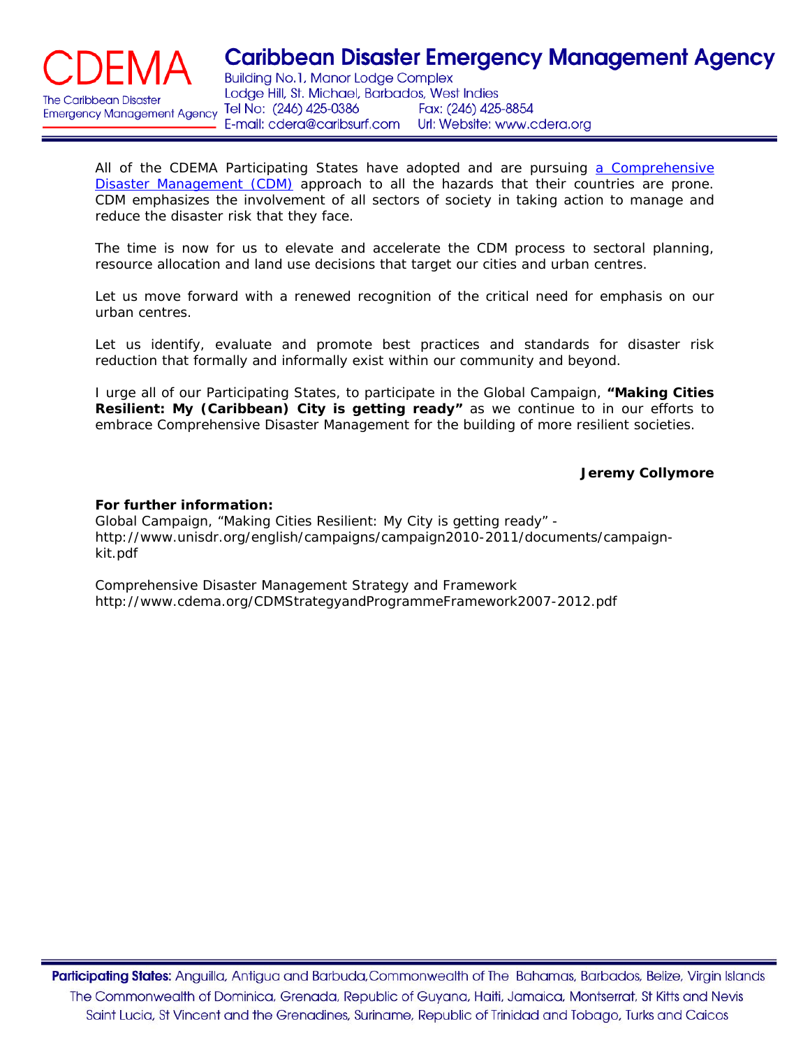All of the CDEMA Participating States have adopted and are pursuing a Comprehensive Disaster Management (CDM) approach to all the hazards that their countries are prone. CDM emphasizes the involvement of all sectors of society in taking action to manage and reduce the disaster risk that they face.

The time is now for us to elevate and accelerate the CDM process to sectoral planning, resource allocation and land use decisions that target our cities and urban centres.

Let us move forward with a renewed recognition of the critical need for emphasis on our urban centres.

Let us identify, evaluate and promote best practices and standards for disaster risk reduction that formally and informally exist within our community and beyond.

I urge all of our Participating States, to participate in the Global Campaign, **"Making Cities Resilient: My (Caribbean) City is getting ready"** as we continue to in our efforts to embrace Comprehensive Disaster Management for the building of more resilient societies.

**Jeremy Collymore**

**For further information:**

Global Campaign, "Making Cities Resilient: My City is getting ready" - http://www.unisdr.org/english/campaigns/campaign2010-2011/documents/campaign-kit.pdf

Comprehensive Disaster Management Strategy and Framework
http://www.cdema.org/CDMStrategyandProgrammeFramework2007-2012.pdf